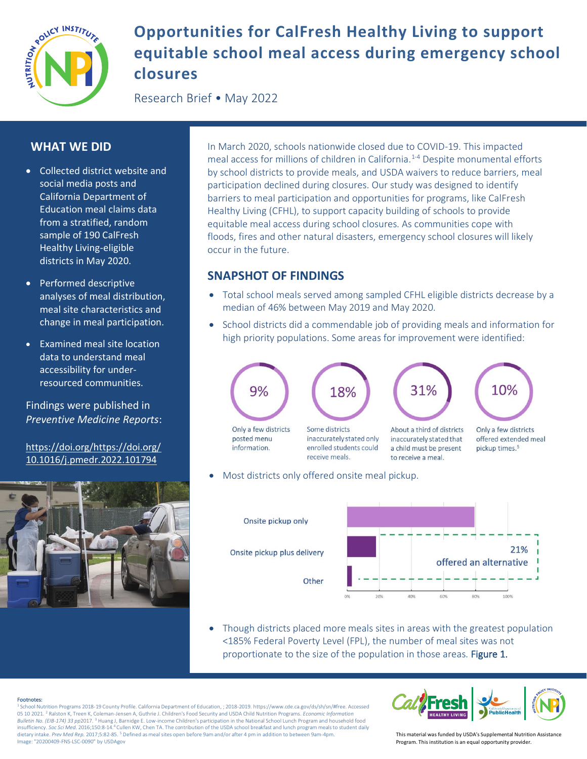# Opportunities for CalFresh Healthy Living to support equitable school meal access during emergency school closures

Research Brief • May 2022

## WHAT WE DID

- Collected district website and social media posts and California Department of Education meal claims data from a stratified, random sample of 190 CalFresh Healthy Living-eligible districts in May 2020.
- Performed descriptive analyses of meal distribution, meal site characteristics and change in meal participation.
- Examined meal site location data to understand meal accessibility for under-resourced communities.

Findings were published in *Preventive Medicine Reports*:

https://doi.org/https://doi.org/10.1016/j.pmedr.2022.101794

In March 2020, schools nationwide closed due to COVID-19. This impacted meal access for millions of children in California.[1-4] Despite monumental efforts by school districts to provide meals, and USDA waivers to reduce barriers, meal participation declined during closures. Our study was designed to identify barriers to meal participation and opportunities for programs, like CalFresh Healthy Living (CFHL), to support capacity building of schools to provide equitable meal access during school closures. As communities cope with floods, fires and other natural disasters, emergency school closures will likely occur in the future.

## SNAPSHOT OF FINDINGS

- Total school meals served among sampled CFHL eligible districts decrease by a median of 46% between May 2019 and May 2020.
- School districts did a commendable job of providing meals and information for high priority populations. Some areas for improvement were identified:

**9%** — Only a few districts posted menu information.

**18%** — Some districts inaccurately stated only enrolled students could receive meals.

**31%** — About a third of districts inaccurately stated that a child must be present to receive a meal.

**10%** — Only a few districts offered extended meal pickup times.[5]

- Most districts only offered onsite meal pickup.

| Pickup type | Share of districts |
|---|---|
| Onsite pickup only | ~80% |
| Onsite pickup plus delivery | ~18% |
| Other | ~3% |

21% offered an alternative

- Though districts placed more meals sites in areas with the greatest population <185% Federal Poverty Level (FPL), the number of meal sites was not proportionate to the size of the population in those areas. Figure 1.

Footnotes:
[1] School Nutrition Programs 2018-19 County Profile. California Department of Education, ; 2018-2019. https://www.cde.ca.gov/ds/sh/sn/#free. Accessed 05 10 2021. [2] Ralston K, Treen K, Coleman-Jensen A, Guthrie J. Children's Food Security and USDA Child Nutrition Programs. *Economic Information Bulletin No. (EIB-174) 33 pp*2017. [3] Huang J, Barnidge E. Low-income Children's participation in the National School Lunch Program and household food insufficiency. *Soc Sci Med.* 2016;150:8-14. [4] Cullen KW, Chen TA. The contribution of the USDA school breakfast and lunch program meals to student daily dietary intake. *Prev Med Rep.* 2017;5:82-85. [5] Defined as meal sites open before 9am and/or after 4 pm in addition to between 9am-4pm.
Image: "20200409-FNS-LSC-0090" by USDAgov

This material was funded by USDA's Supplemental Nutrition Assistance Program. This institution is an equal opportunity provider.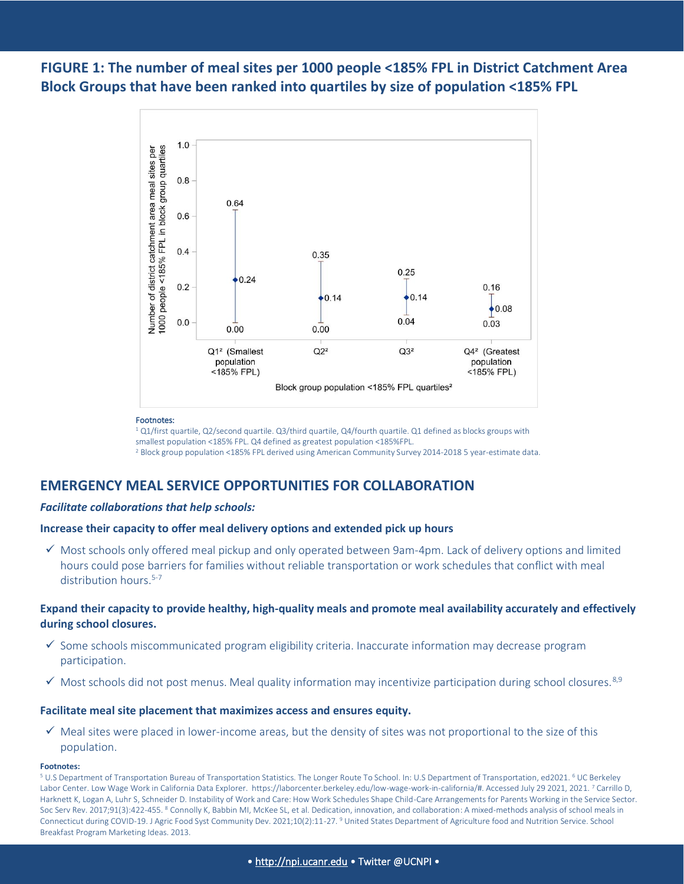**FIGURE 1: The number of meal sites per 1000 people <185% FPL in District Catchment Area Block Groups that have been ranked into quartiles by size of population <185% FPL**

Number of district catchment area meal sites per 1000 people <185% FPL in block group quartiles

1.0
0.8
0.6
0.4
0.2
0.0

0.64
0.24
0.00

0.35
0.14
0.00

0.25
0.14
0.04

0.16
0.08
0.03

Q1² (Smallest population <185% FPL)
Q2²
Q3²
Q4² (Greatest population <185% FPL)

Block group population <185% FPL quartiles²

Footnotes:

[1] Q1/first quartile, Q2/second quartile. Q3/third quartile, Q4/fourth quartile. Q1 defined as blocks groups with smallest population <185% FPL. Q4 defined as greatest population <185%FPL.

[2] Block group population <185% FPL derived using American Community Survey 2014-2018 5 year-estimate data.

## EMERGENCY MEAL SERVICE OPPORTUNITIES FOR COLLABORATION

***Facilitate collaborations that help schools:***

### Increase their capacity to offer meal delivery options and extended pick up hours

- ✓ Most schools only offered meal pickup and only operated between 9am-4pm. Lack of delivery options and limited hours could pose barriers for families without reliable transportation or work schedules that conflict with meal distribution hours.[5-7]

### Expand their capacity to provide healthy, high-quality meals and promote meal availability accurately and effectively during school closures.

- ✓ Some schools miscommunicated program eligibility criteria. Inaccurate information may decrease program participation.
- ✓ Most schools did not post menus. Meal quality information may incentivize participation during school closures.[8,9]

### Facilitate meal site placement that maximizes access and ensures equity.

- ✓ Meal sites were placed in lower-income areas, but the density of sites was not proportional to the size of this population.

**Footnotes:**

[5] U.S Department of Transportation Bureau of Transportation Statistics. The Longer Route To School. In: U.S Department of Transportation, ed2021. [6] UC Berkeley Labor Center. Low Wage Work in California Data Explorer. https://laborcenter.berkeley.edu/low-wage-work-in-california/#. Accessed July 29 2021, 2021. [7] Carrillo D, Harknett K, Logan A, Luhr S, Schneider D. Instability of Work and Care: How Work Schedules Shape Child-Care Arrangements for Parents Working in the Service Sector. Soc Serv Rev. 2017;91(3):422-455. [8] Connolly K, Babbin MI, McKee SL, et al. Dedication, innovation, and collaboration: A mixed-methods analysis of school meals in Connecticut during COVID-19. J Agric Food Syst Community Dev. 2021;10(2):11-27. [9] United States Department of Agriculture food and Nutrition Service. School Breakfast Program Marketing Ideas. 2013.